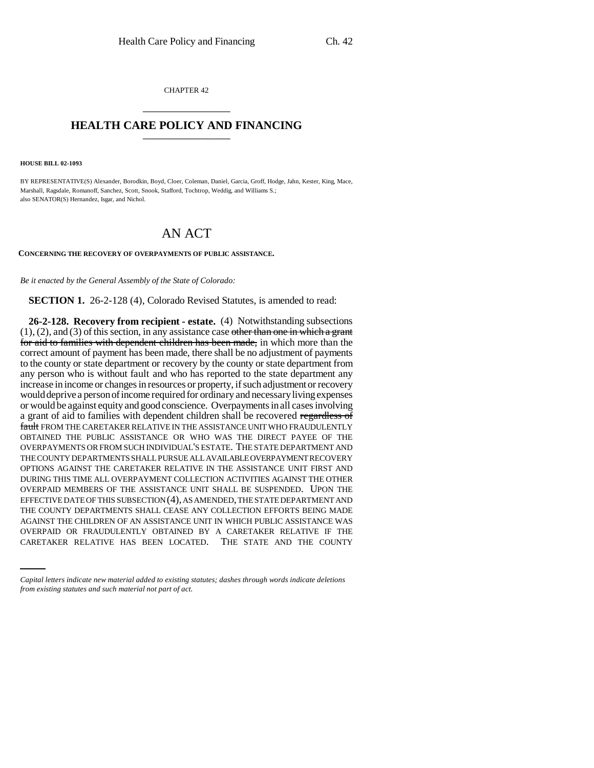CHAPTER 42

## HEALTH CARE POLICY AND FINANCING

**HOUSE BILL 02-1093**

BY REPRESENTATIVE(S) Alexander, Borodkin, Boyd, Cloer, Coleman, Daniel, Garcia, Groff, Hodge, Jahn, Kester, King, Mace, Marshall, Ragsdale, Romanoff, Sanchez, Scott, Snook, Stafford, Tochtrop, Weddig, and Williams S.; also SENATOR(S) Hernandez, Isgar, and Nichol.

# AN ACT

**CONCERNING THE RECOVERY OF OVERPAYMENTS OF PUBLIC ASSISTANCE.**

*Be it enacted by the General Assembly of the State of Colorado:*

**SECTION 1.** 26-2-128 (4), Colorado Revised Statutes, is amended to read:

**26-2-128. Recovery from recipient - estate.** (4) Notwithstanding subsections (1), (2), and (3) of this section, in any assistance case ~~other than one in which a grant for aid to families with dependent children has been made,~~ in which more than the correct amount of payment has been made, there shall be no adjustment of payments to the county or state department or recovery by the county or state department from any person who is without fault and who has reported to the state department any increase in income or changes in resources or property, if such adjustment or recovery would deprive a person of income required for ordinary and necessary living expenses or would be against equity and good conscience. Overpayments in all cases involving a grant of aid to families with dependent children shall be recovered ~~regardless of fault~~ FROM THE CARETAKER RELATIVE IN THE ASSISTANCE UNIT WHO FRAUDULENTLY OBTAINED THE PUBLIC ASSISTANCE OR WHO WAS THE DIRECT PAYEE OF THE OVERPAYMENTS OR FROM SUCH INDIVIDUAL'S ESTATE. THE STATE DEPARTMENT AND THE COUNTY DEPARTMENTS SHALL PURSUE ALL AVAILABLE OVERPAYMENT RECOVERY OPTIONS AGAINST THE CARETAKER RELATIVE IN THE ASSISTANCE UNIT FIRST AND DURING THIS TIME ALL OVERPAYMENT COLLECTION ACTIVITIES AGAINST THE OTHER OVERPAID MEMBERS OF THE ASSISTANCE UNIT SHALL BE SUSPENDED. UPON THE EFFECTIVE DATE OF THIS SUBSECTION (4), AS AMENDED, THE STATE DEPARTMENT AND THE COUNTY DEPARTMENTS SHALL CEASE ANY COLLECTION EFFORTS BEING MADE AGAINST THE CHILDREN OF AN ASSISTANCE UNIT IN WHICH PUBLIC ASSISTANCE WAS OVERPAID OR FRAUDULENTLY OBTAINED BY A CARETAKER RELATIVE IF THE CARETAKER RELATIVE HAS BEEN LOCATED. THE STATE AND THE COUNTY

*Capital letters indicate new material added to existing statutes; dashes through words indicate deletions from existing statutes and such material not part of act.*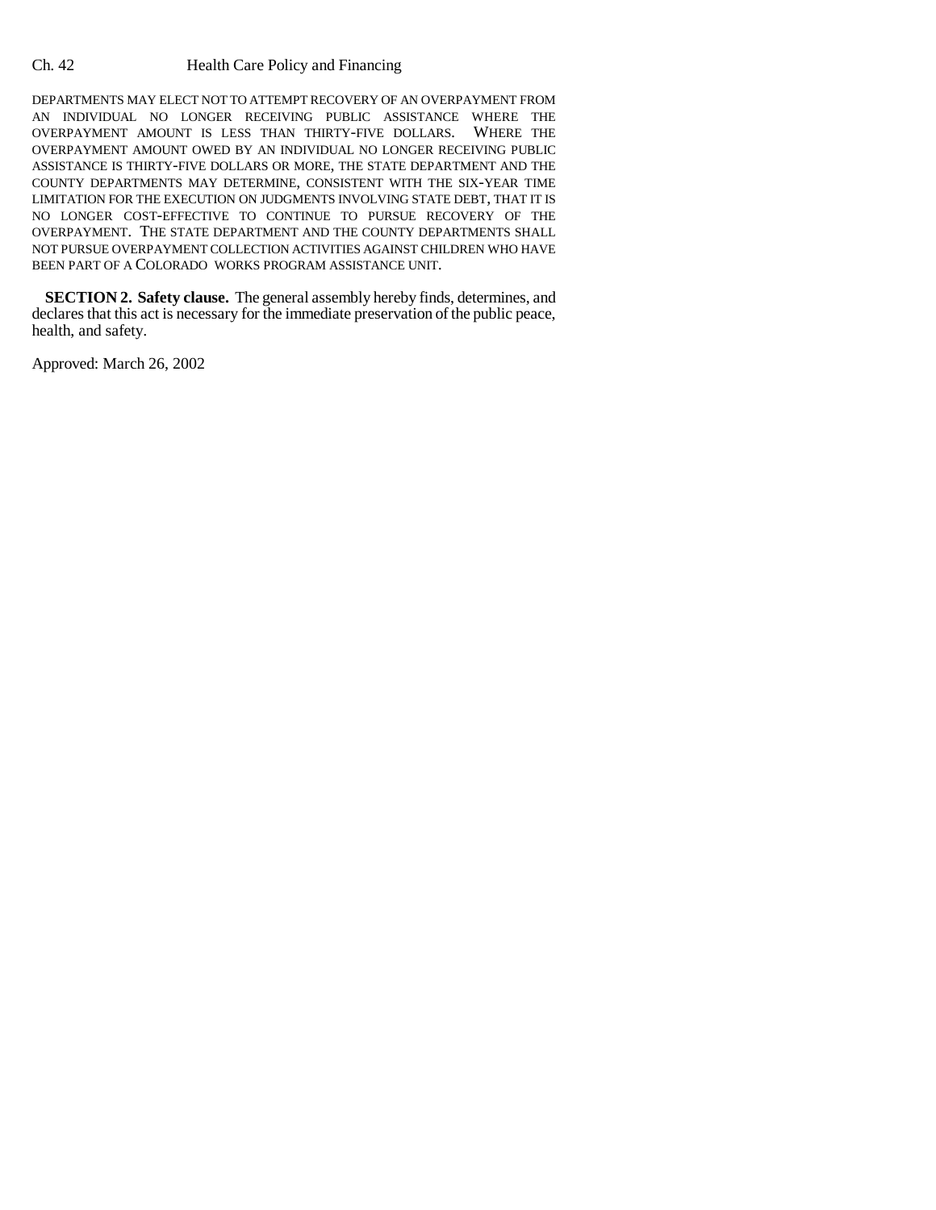DEPARTMENTS MAY ELECT NOT TO ATTEMPT RECOVERY OF AN OVERPAYMENT FROM AN INDIVIDUAL NO LONGER RECEIVING PUBLIC ASSISTANCE WHERE THE OVERPAYMENT AMOUNT IS LESS THAN THIRTY-FIVE DOLLARS. WHERE THE OVERPAYMENT AMOUNT OWED BY AN INDIVIDUAL NO LONGER RECEIVING PUBLIC ASSISTANCE IS THIRTY-FIVE DOLLARS OR MORE, THE STATE DEPARTMENT AND THE COUNTY DEPARTMENTS MAY DETERMINE, CONSISTENT WITH THE SIX-YEAR TIME LIMITATION FOR THE EXECUTION ON JUDGMENTS INVOLVING STATE DEBT, THAT IT IS NO LONGER COST-EFFECTIVE TO CONTINUE TO PURSUE RECOVERY OF THE OVERPAYMENT. THE STATE DEPARTMENT AND THE COUNTY DEPARTMENTS SHALL NOT PURSUE OVERPAYMENT COLLECTION ACTIVITIES AGAINST CHILDREN WHO HAVE BEEN PART OF A COLORADO WORKS PROGRAM ASSISTANCE UNIT.

**SECTION 2. Safety clause.** The general assembly hereby finds, determines, and declares that this act is necessary for the immediate preservation of the public peace, health, and safety.

Approved: March 26, 2002